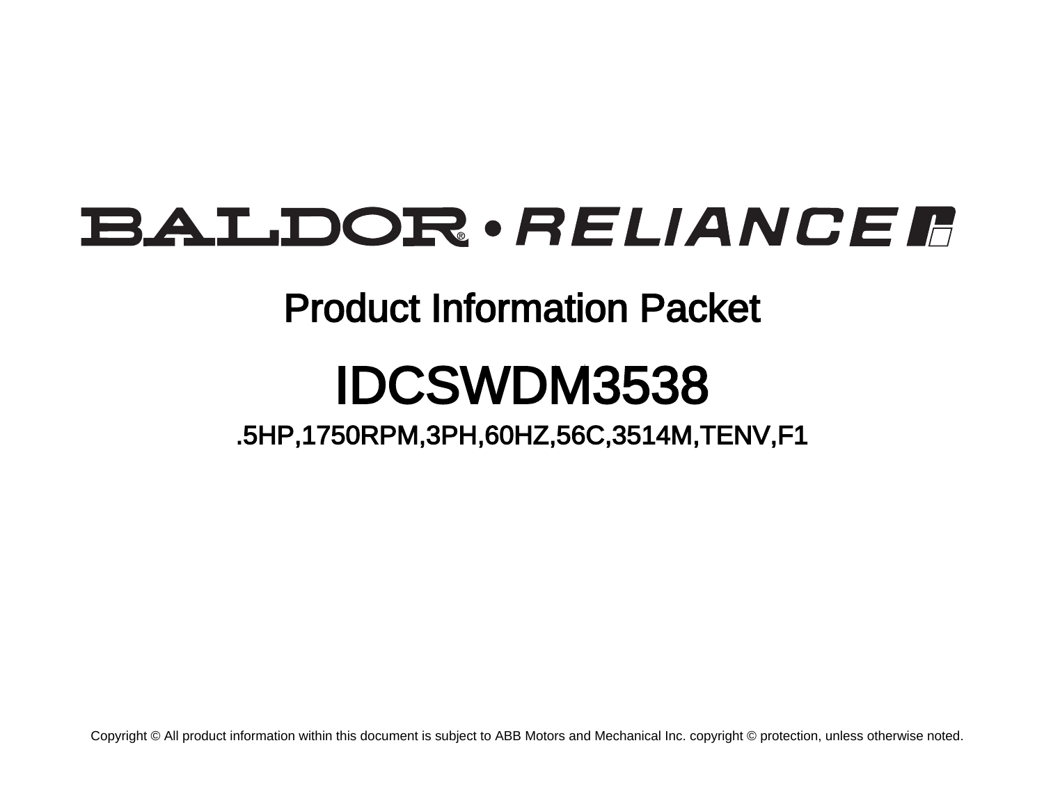# BALDOR® • RELIANCE

## Product Information Packet

# IDCSWDM3538

### .5HP,1750RPM,3PH,60HZ,56C,3514M,TENV,F1

Copyright © All product information within this document is subject to ABB Motors and Mechanical Inc. copyright © protection, unless otherwise noted.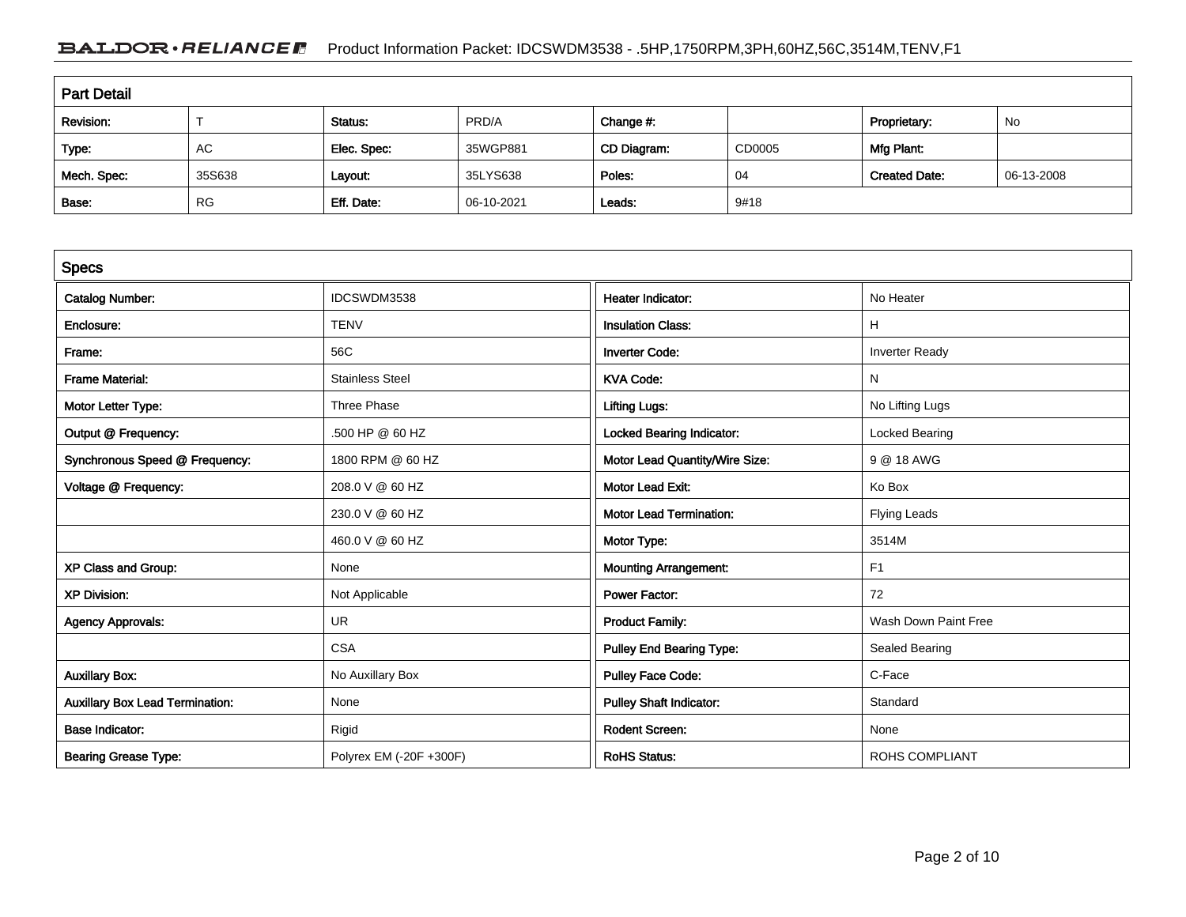## Part Detail

| Revision: | T | Status: | PRD/A | Change #: | | Proprietary: | No |
|---|---|---|---|---|---|---|---|
| Type: | AC | Elec. Spec: | 35WGP881 | CD Diagram: | CD0005 | Mfg Plant: | |
| Mech. Spec: | 35S638 | Layout: | 35LYS638 | Poles: | 04 | Created Date: | 06-13-2008 |
| Base: | RG | Eff. Date: | 06-10-2021 | Leads: | 9#18 | | |

## Specs

| | | | |
|---|---|---|---|
| **Catalog Number:** | IDCSWDM3538 | **Heater Indicator:** | No Heater |
| **Enclosure:** | TENV | **Insulation Class:** | H |
| **Frame:** | 56C | **Inverter Code:** | Inverter Ready |
| **Frame Material:** | Stainless Steel | **KVA Code:** | N |
| **Motor Letter Type:** | Three Phase | **Lifting Lugs:** | No Lifting Lugs |
| **Output @ Frequency:** | .500 HP @ 60 HZ | **Locked Bearing Indicator:** | Locked Bearing |
| **Synchronous Speed @ Frequency:** | 1800 RPM @ 60 HZ | **Motor Lead Quantity/Wire Size:** | 9 @ 18 AWG |
| **Voltage @ Frequency:** | 208.0 V @ 60 HZ | **Motor Lead Exit:** | Ko Box |
| | 230.0 V @ 60 HZ | **Motor Lead Termination:** | Flying Leads |
| | 460.0 V @ 60 HZ | **Motor Type:** | 3514M |
| **XP Class and Group:** | None | **Mounting Arrangement:** | F1 |
| **XP Division:** | Not Applicable | **Power Factor:** | 72 |
| **Agency Approvals:** | UR | **Product Family:** | Wash Down Paint Free |
| | CSA | **Pulley End Bearing Type:** | Sealed Bearing |
| **Auxillary Box:** | No Auxillary Box | **Pulley Face Code:** | C-Face |
| **Auxillary Box Lead Termination:** | None | **Pulley Shaft Indicator:** | Standard |
| **Base Indicator:** | Rigid | **Rodent Screen:** | None |
| **Bearing Grease Type:** | Polyrex EM (-20F +300F) | **RoHS Status:** | ROHS COMPLIANT |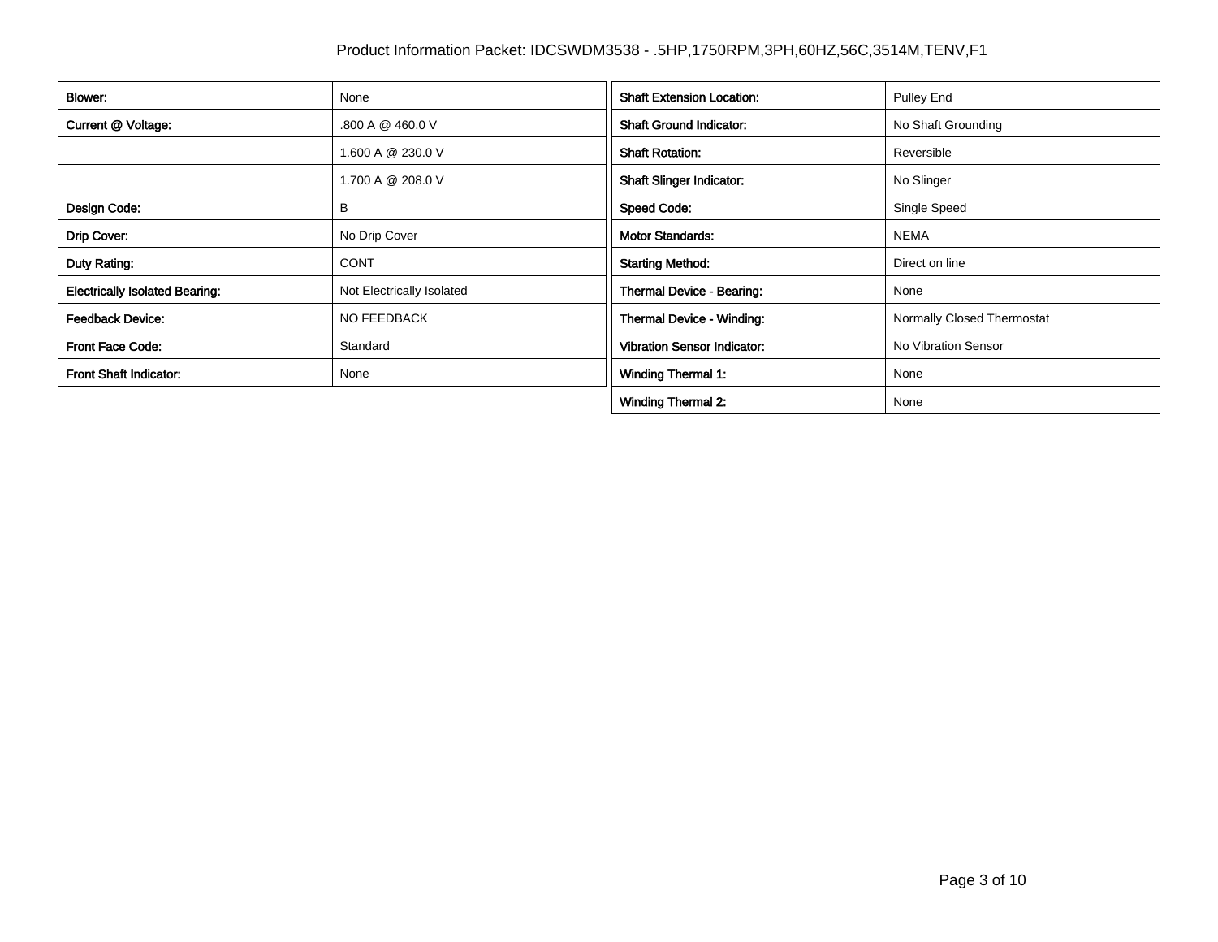| | |
|---|---|
| **Blower:** | None |
| **Current @ Voltage:** | .800 A @ 460.0 V |
| | 1.600 A @ 230.0 V |
| | 1.700 A @ 208.0 V |
| **Design Code:** | B |
| **Drip Cover:** | No Drip Cover |
| **Duty Rating:** | CONT |
| **Electrically Isolated Bearing:** | Not Electrically Isolated |
| **Feedback Device:** | NO FEEDBACK |
| **Front Face Code:** | Standard |
| **Front Shaft Indicator:** | None |

| | |
|---|---|
| **Shaft Extension Location:** | Pulley End |
| **Shaft Ground Indicator:** | No Shaft Grounding |
| **Shaft Rotation:** | Reversible |
| **Shaft Slinger Indicator:** | No Slinger |
| **Speed Code:** | Single Speed |
| **Motor Standards:** | NEMA |
| **Starting Method:** | Direct on line |
| **Thermal Device - Bearing:** | None |
| **Thermal Device - Winding:** | Normally Closed Thermostat |
| **Vibration Sensor Indicator:** | No Vibration Sensor |
| **Winding Thermal 1:** | None |
| **Winding Thermal 2:** | None |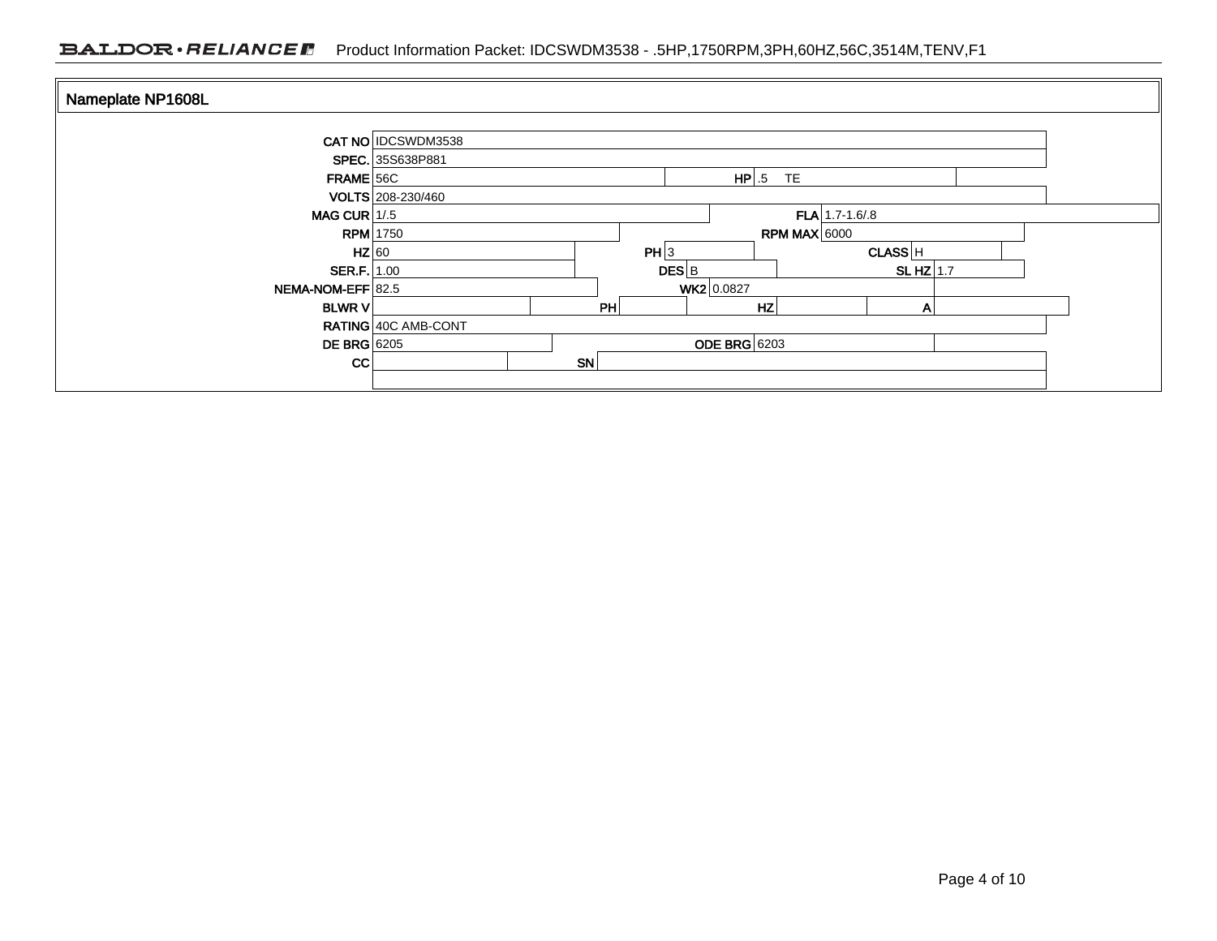Product Information Packet: IDCSWDM3538 - .5HP,1750RPM,3PH,60HZ,56C,3514M,TENV,F1

## Nameplate NP1608L

| Field | Value | Field | Value | Field | Value | Field | Value |
|---|---|---|---|---|---|---|---|
| CAT NO | IDCSWDM3538 | | | | | | |
| SPEC. | 35S638P881 | | | | | | |
| FRAME | 56C | HP | .5 TE | | | | |
| VOLTS | 208-230/460 | | | | | | |
| MAG CUR | 1/.5 | FLA | 1.7-1.6/.8 | | | | |
| RPM | 1750 | RPM MAX | 6000 | | | | |
| HZ | 60 | PH | 3 | CLASS | H | | |
| SER.F. | 1.00 | DES | B | SL HZ | 1.7 | | |
| NEMA-NOM-EFF | 82.5 | WK2 | 0.0827 | | | | |
| BLWR V | | PH | | HZ | | A | |
| RATING | 40C AMB-CONT | | | | | | |
| DE BRG | 6205 | ODE BRG | 6203 | | | | |
| CC | | SN | | | | | |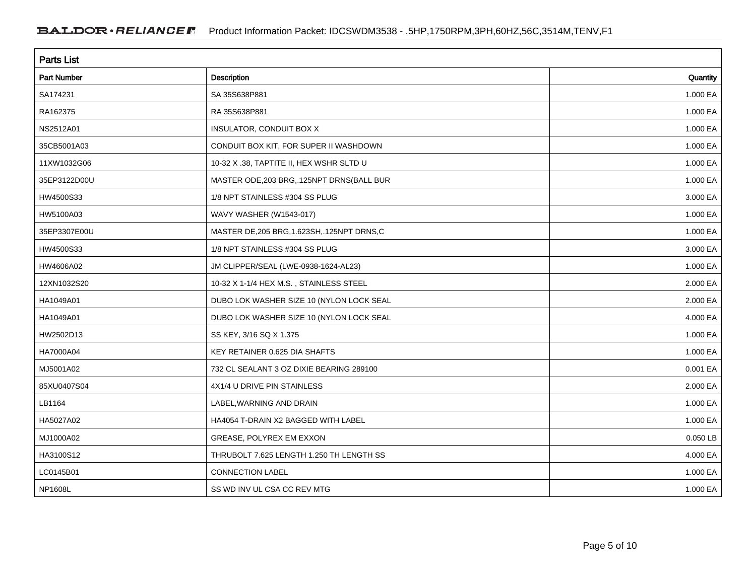## Parts List

| Part Number | Description | Quantity |
|---|---|---|
| SA174231 | SA 35S638P881 | 1.000 EA |
| RA162375 | RA 35S638P881 | 1.000 EA |
| NS2512A01 | INSULATOR, CONDUIT BOX X | 1.000 EA |
| 35CB5001A03 | CONDUIT BOX KIT, FOR SUPER II WASHDOWN | 1.000 EA |
| 11XW1032G06 | 10-32 X .38, TAPTITE II, HEX WSHR SLTD U | 1.000 EA |
| 35EP3122D00U | MASTER ODE,203 BRG,.125NPT DRNS(BALL BUR | 1.000 EA |
| HW4500S33 | 1/8 NPT STAINLESS #304 SS PLUG | 3.000 EA |
| HW5100A03 | WAVY WASHER (W1543-017) | 1.000 EA |
| 35EP3307E00U | MASTER DE,205 BRG,1.623SH,.125NPT DRNS,C | 1.000 EA |
| HW4500S33 | 1/8 NPT STAINLESS #304 SS PLUG | 3.000 EA |
| HW4606A02 | JM CLIPPER/SEAL (LWE-0938-1624-AL23) | 1.000 EA |
| 12XN1032S20 | 10-32 X 1-1/4 HEX M.S. , STAINLESS STEEL | 2.000 EA |
| HA1049A01 | DUBO LOK WASHER SIZE 10 (NYLON LOCK SEAL | 2.000 EA |
| HA1049A01 | DUBO LOK WASHER SIZE 10 (NYLON LOCK SEAL | 4.000 EA |
| HW2502D13 | SS KEY, 3/16 SQ X 1.375 | 1.000 EA |
| HA7000A04 | KEY RETAINER 0.625 DIA SHAFTS | 1.000 EA |
| MJ5001A02 | 732 CL SEALANT 3 OZ DIXIE BEARING 289100 | 0.001 EA |
| 85XU0407S04 | 4X1/4 U DRIVE PIN STAINLESS | 2.000 EA |
| LB1164 | LABEL,WARNING AND DRAIN | 1.000 EA |
| HA5027A02 | HA4054 T-DRAIN X2 BAGGED WITH LABEL | 1.000 EA |
| MJ1000A02 | GREASE, POLYREX EM EXXON | 0.050 LB |
| HA3100S12 | THRUBOLT 7.625 LENGTH 1.250 TH LENGTH SS | 4.000 EA |
| LC0145B01 | CONNECTION LABEL | 1.000 EA |
| NP1608L | SS WD INV UL CSA CC REV MTG | 1.000 EA |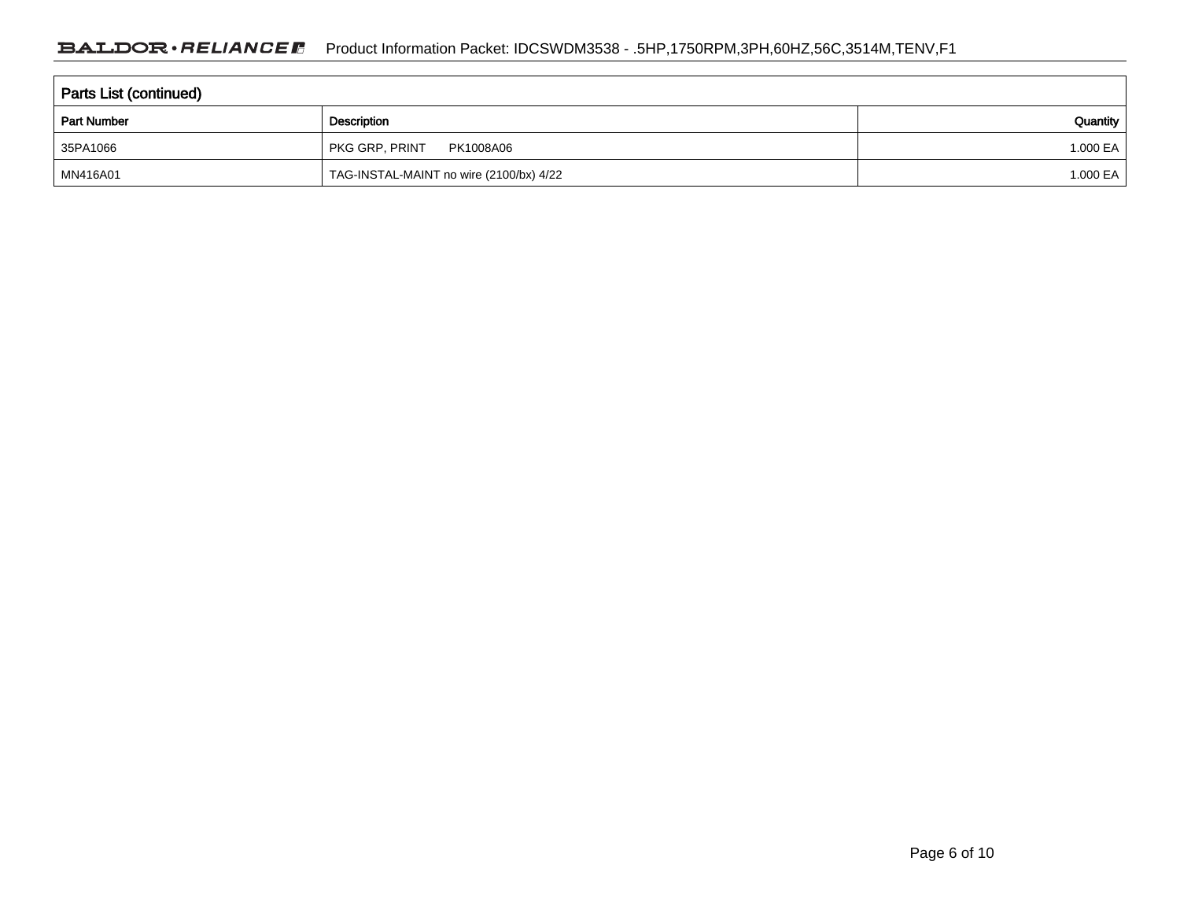## Parts List (continued)

| Part Number | Description | Quantity |
|---|---|---|
| 35PA1066 | PKG GRP, PRINT PK1008A06 | 1.000 EA |
| MN416A01 | TAG-INSTAL-MAINT no wire (2100/bx) 4/22 | 1.000 EA |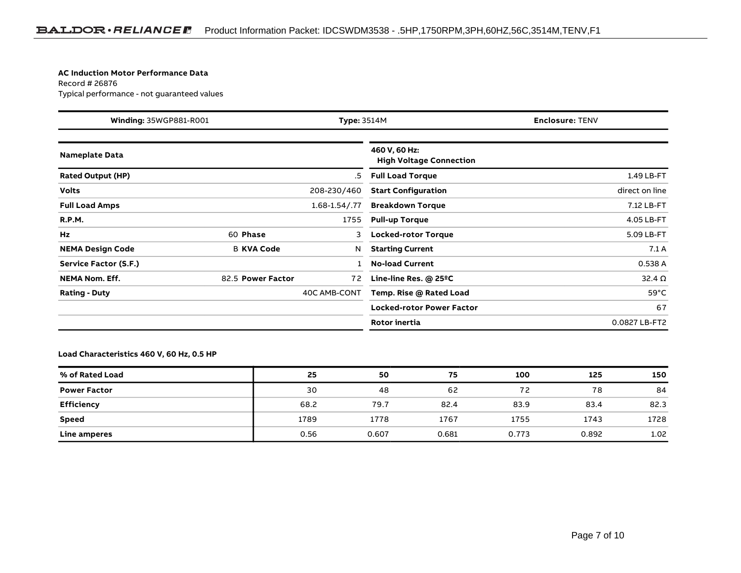**AC Induction Motor Performance Data**
Record # 26876
Typical performance - not guaranteed values

| **Winding:** 35WGP881-R001 | **Type:** 3514M | **Enclosure:** TENV |
|---|---|---|

| **Nameplate Data** | | | |
|---|---|---|---|
| **Rated Output (HP)** | | | .5 |
| **Volts** | | | 208-230/460 |
| **Full Load Amps** | | | 1.68-1.54/.77 |
| **R.P.M.** | | | 1755 |
| **Hz** | 60 | **Phase** | 3 |
| **NEMA Design Code** | B | **KVA Code** | N |
| **Service Factor (S.F.)** | | | 1 |
| **NEMA Nom. Eff.** | 82.5 | **Power Factor** | 72 |
| **Rating - Duty** | | | 40C AMB-CONT |

| **460 V, 60 Hz: High Voltage Connection** | |
|---|---|
| **Full Load Torque** | 1.49 LB-FT |
| **Start Configuration** | direct on line |
| **Breakdown Torque** | 7.12 LB-FT |
| **Pull-up Torque** | 4.05 LB-FT |
| **Locked-rotor Torque** | 5.09 LB-FT |
| **Starting Current** | 7.1 A |
| **No-load Current** | 0.538 A |
| **Line-line Res. @ 25ºC** | 32.4 Ω |
| **Temp. Rise @ Rated Load** | 59°C |
| **Locked-rotor Power Factor** | 67 |
| **Rotor inertia** | 0.0827 LB-FT2 |

**Load Characteristics 460 V, 60 Hz, 0.5 HP**

| % of Rated Load | 25 | 50 | 75 | 100 | 125 | 150 |
|---|---|---|---|---|---|---|
| **Power Factor** | 30 | 48 | 62 | 72 | 78 | 84 |
| **Efficiency** | 68.2 | 79.7 | 82.4 | 83.9 | 83.4 | 82.3 |
| **Speed** | 1789 | 1778 | 1767 | 1755 | 1743 | 1728 |
| **Line amperes** | 0.56 | 0.607 | 0.681 | 0.773 | 0.892 | 1.02 |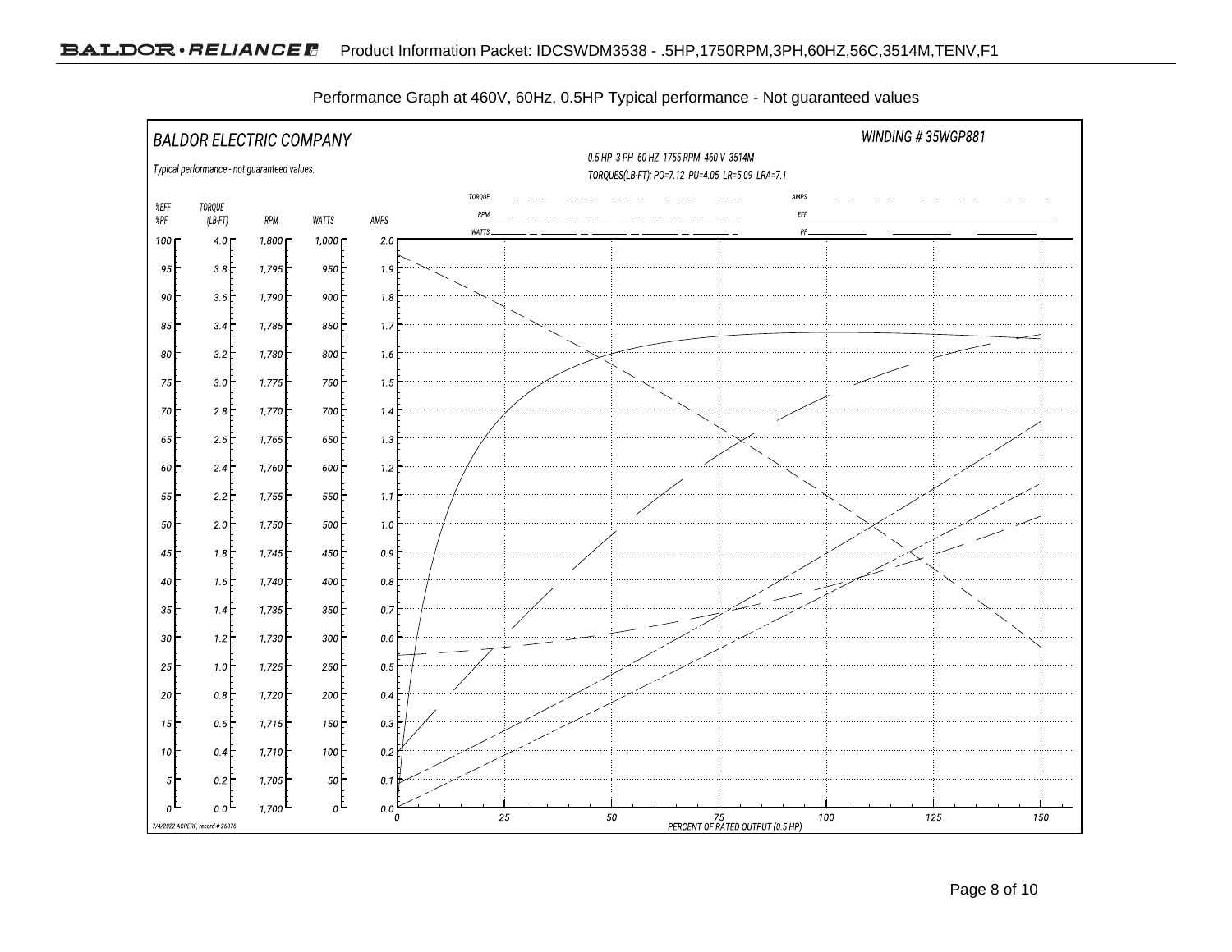Performance Graph at 460V, 60Hz, 0.5HP Typical performance - Not guaranteed values

BALDOR ELECTRIC COMPANY

WINDING # 35WGP881

Typical performance - not guaranteed values.

0.5 HP 3 PH 60 HZ 1755 RPM 460 V 3514M

TORQUES(LB-FT): PO=7.12 PU=4.05 LR=5.09 LRA=7.1

TORQUE ——— RPM — — — WATTS ——— AMPS ——— EFF ——— PF ———

| %EFF %PF | TORQUE (LB-FT) | RPM | WATTS | AMPS |
|---|---|---|---|---|
| 100 | 4.0 | 1,800 | 1,000 | 2.0 |
| 95 | 3.8 | 1,795 | 950 | 1.9 |
| 90 | 3.6 | 1,790 | 900 | 1.8 |
| 85 | 3.4 | 1,785 | 850 | 1.7 |
| 80 | 3.2 | 1,780 | 800 | 1.6 |
| 75 | 3.0 | 1,775 | 750 | 1.5 |
| 70 | 2.8 | 1,770 | 700 | 1.4 |
| 65 | 2.6 | 1,765 | 650 | 1.3 |
| 60 | 2.4 | 1,760 | 600 | 1.2 |
| 55 | 2.2 | 1,755 | 550 | 1.1 |
| 50 | 2.0 | 1,750 | 500 | 1.0 |
| 45 | 1.8 | 1,745 | 450 | 0.9 |
| 40 | 1.6 | 1,740 | 400 | 0.8 |
| 35 | 1.4 | 1,735 | 350 | 0.7 |
| 30 | 1.2 | 1,730 | 300 | 0.6 |
| 25 | 1.0 | 1,725 | 250 | 0.5 |
| 20 | 0.8 | 1,720 | 200 | 0.4 |
| 15 | 0.6 | 1,715 | 150 | 0.3 |
| 10 | 0.4 | 1,710 | 100 | 0.2 |
| 5 | 0.2 | 1,705 | 50 | 0.1 |
| 0 | 0.0 | 1,700 | 0 | 0.0 |

PERCENT OF RATED OUTPUT (0.5 HP): 0, 25, 50, 75, 100, 125, 150

7/4/2022 ACPERF, record # 26876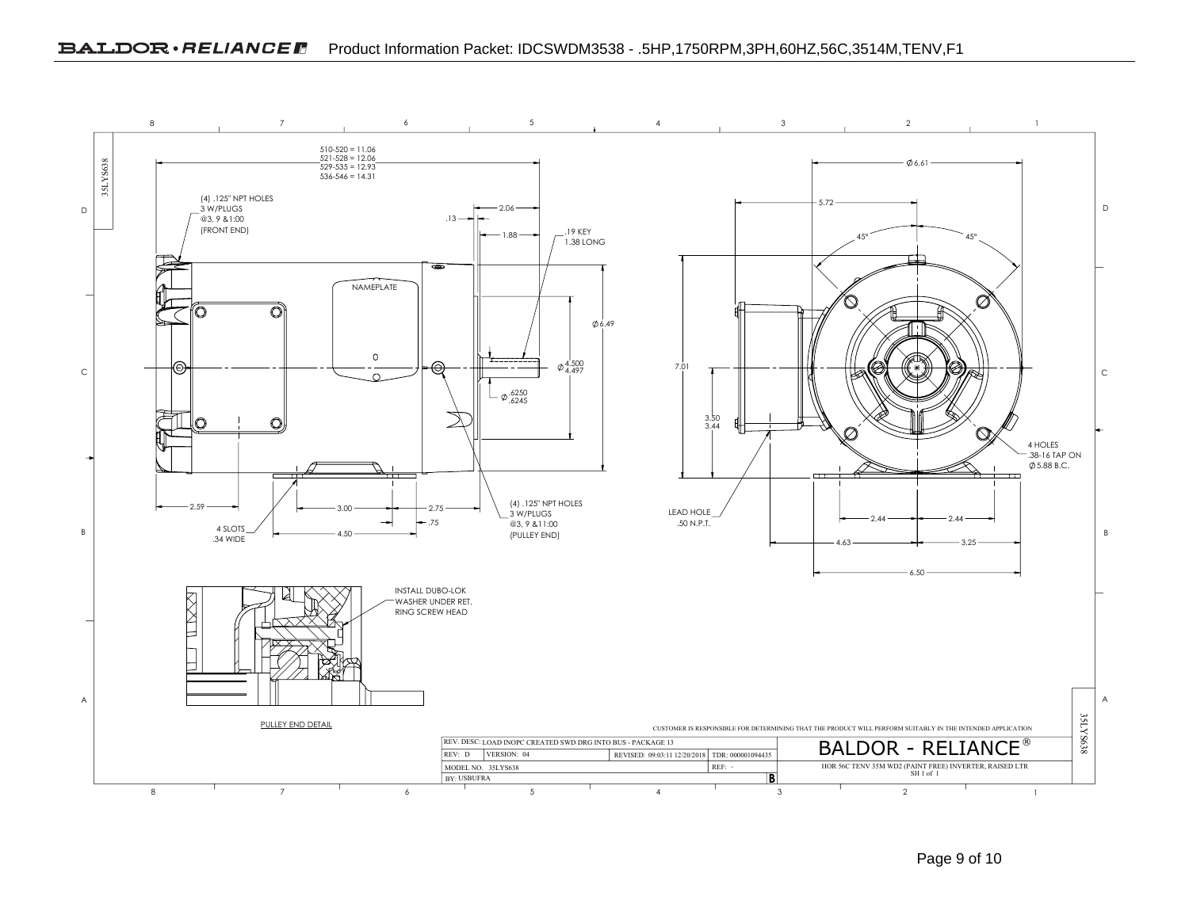510-520 = 11.06
521-528 = 12.06
529-535 = 12.93
536-546 = 14.31

(4) .125" NPT HOLES
3 W/PLUGS
@3, 9 &1:00
(FRONT END)

.13

2.06

1.88

.19 KEY
1.38 LONG

NAMEPLATE

Ø 6.49

Ø 4.500
4.497

Ø .6250
.6245

2.59

3.00

2.75

.75

4 SLOTS
.34 WIDE

4.50

(4) .125" NPT HOLES
3 W/PLUGS
@3, 9 &11:00
(PULLEY END)

Ø 6.61

5.72

45°

45°

7.01

3.50
3.44

LEAD HOLE
.50 N.P.T.

4 HOLES
.38-16 TAP ON
Ø 5.88 B.C.

2.44

2.44

4.63

3.25

6.50

INSTALL DUBO-LOK
WASHER UNDER RET.
RING SCREW HEAD

PULLEY END DETAIL

CUSTOMER IS RESPONSIBLE FOR DETERMINING THAT THE PRODUCT WILL PERFORM SUITABLY IN THE INTENDED APPLICATION

| REV. DESC: LOAD INOPC CREATED SWD DRG INTO BUS - PACKAGE 13 | | | |
|---|---|---|---|
| REV: D | VERSION: 04 | REVISED: 09:03:11 12/20/2018 | TDR: 000001094435 |
| MODEL NO. 35LYS638 | | | REF: - |
| BY: USBUFRA | | | B |

BALDOR - RELIANCE®

HOR 56C TENV 35M WD2 (PAINT FREE) INVERTER, RAISED LTR
SH 1 of 1

35LYS638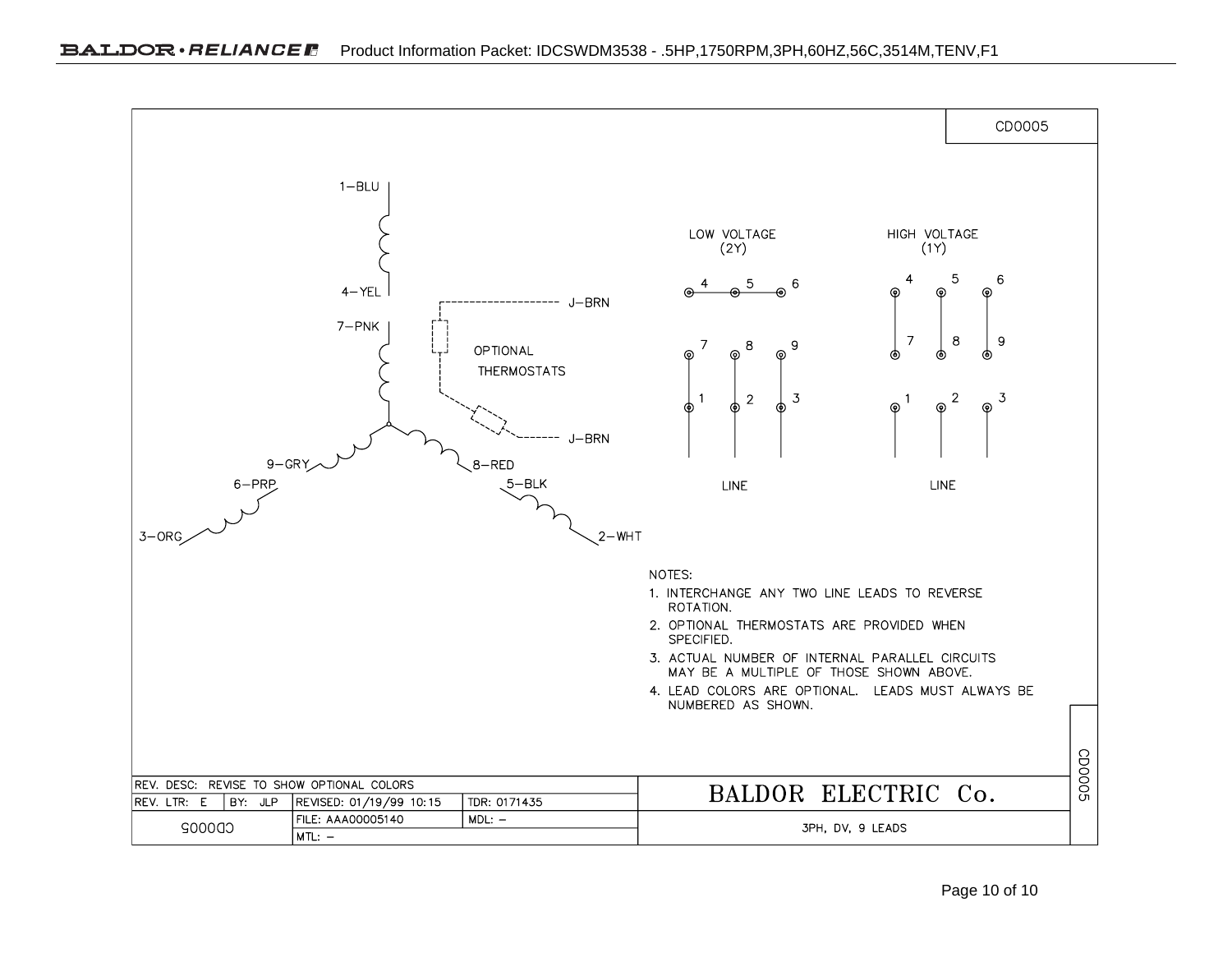CD0005

1–BLU

4–YEL

7–PNK

J–BRN

OPTIONAL

THERMOSTATS

J–BRN

9–GRY

8–RED

6–PRP

5–BLK

3–ORG

2–WHT

LOW VOLTAGE
(2Y)

4 5 6

7 8 9

1 2 3

LINE

HIGH VOLTAGE
(1Y)

4 5 6

7 8 9

1 2 3

LINE

NOTES:

1. INTERCHANGE ANY TWO LINE LEADS TO REVERSE ROTATION.
2. OPTIONAL THERMOSTATS ARE PROVIDED WHEN SPECIFIED.
3. ACTUAL NUMBER OF INTERNAL PARALLEL CIRCUITS MAY BE A MULTIPLE OF THOSE SHOWN ABOVE.
4. LEAD COLORS ARE OPTIONAL. LEADS MUST ALWAYS BE NUMBERED AS SHOWN.

| | | | |
|---|---|---|---|
| REV. DESC: REVISE TO SHOW OPTIONAL COLORS | | | BALDOR ELECTRIC Co. |
| REV. LTR: E BY: JLP | REVISED: 01/19/99 10:15 | TDR: 0171435 | |
| CD0005 | FILE: AAA00005140 | MDL: – | 3PH, DV, 9 LEADS |
| | MTL: – | | |

CD0005